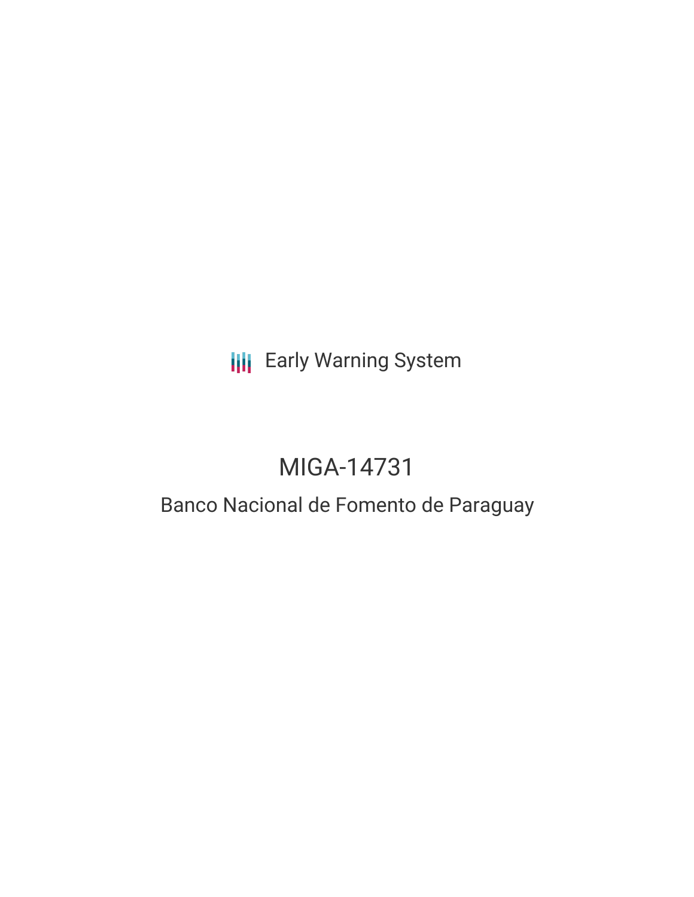Early Warning System

# MIGA-14731

## Banco Nacional de Fomento de Paraguay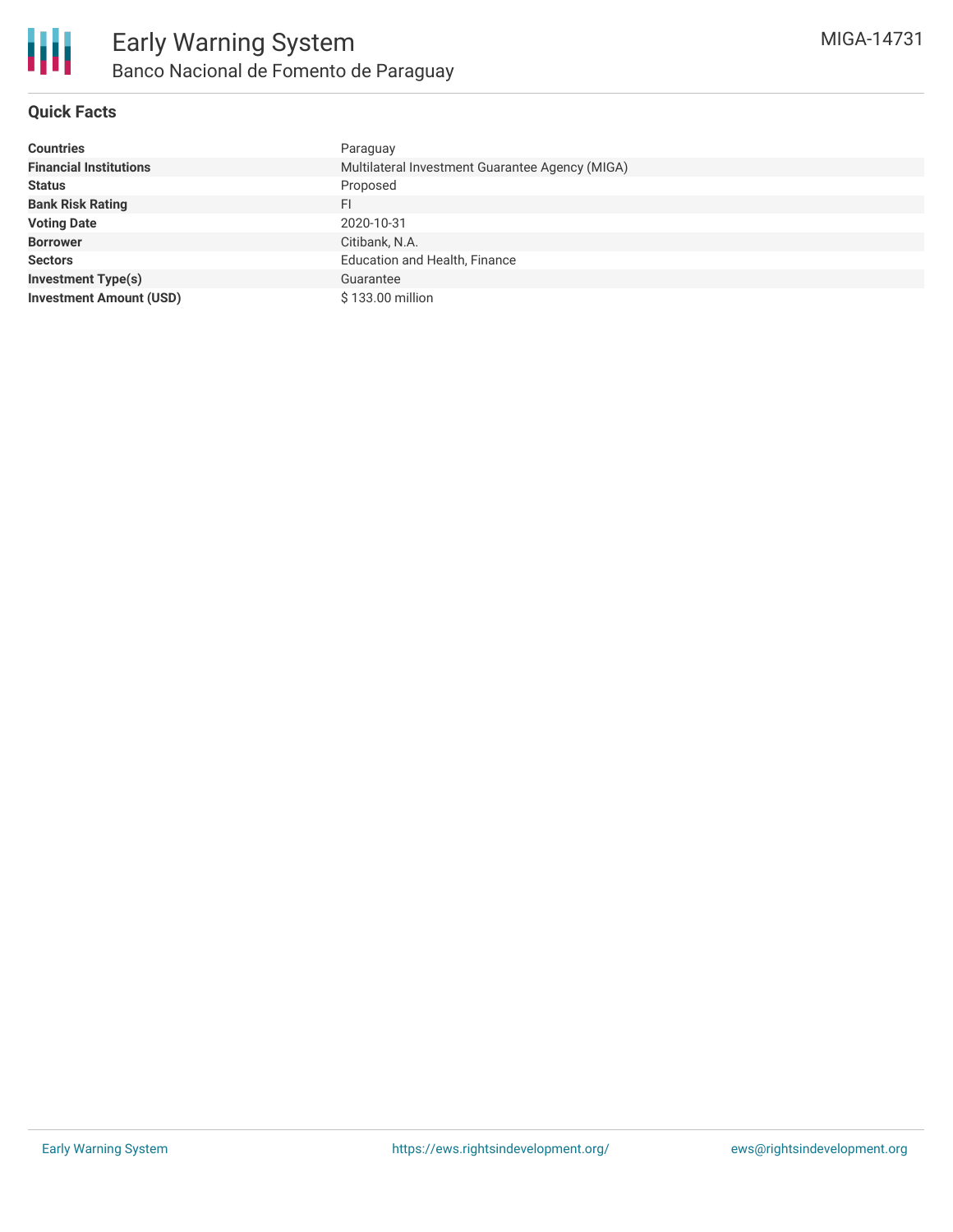# Early Warning System

## Banco Nacional de Fomento de Paraguay

MIGA-14731

### Quick Facts

| | |
|---|---|
| **Countries** | Paraguay |
| **Financial Institutions** | Multilateral Investment Guarantee Agency (MIGA) |
| **Status** | Proposed |
| **Bank Risk Rating** | FI |
| **Voting Date** | 2020-10-31 |
| **Borrower** | Citibank, N.A. |
| **Sectors** | Education and Health, Finance |
| **Investment Type(s)** | Guarantee |
| **Investment Amount (USD)** | $ 133.00 million |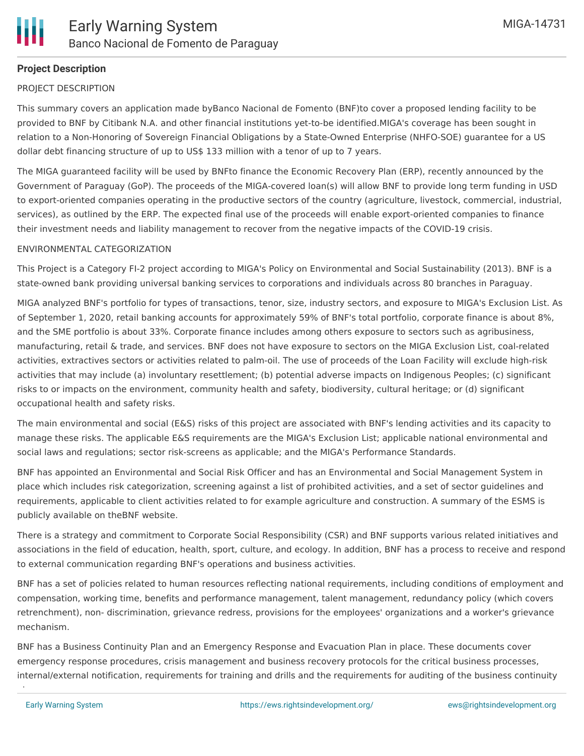**Project Description**

PROJECT DESCRIPTION

This summary covers an application made byBanco Nacional de Fomento (BNF)to cover a proposed lending facility to be provided to BNF by Citibank N.A. and other financial institutions yet-to-be identified.MIGA's coverage has been sought in relation to a Non-Honoring of Sovereign Financial Obligations by a State-Owned Enterprise (NHFO-SOE) guarantee for a US dollar debt financing structure of up to US$ 133 million with a tenor of up to 7 years.

The MIGA guaranteed facility will be used by BNFto finance the Economic Recovery Plan (ERP), recently announced by the Government of Paraguay (GoP). The proceeds of the MIGA-covered loan(s) will allow BNF to provide long term funding in USD to export-oriented companies operating in the productive sectors of the country (agriculture, livestock, commercial, industrial, services), as outlined by the ERP. The expected final use of the proceeds will enable export-oriented companies to finance their investment needs and liability management to recover from the negative impacts of the COVID-19 crisis.

ENVIRONMENTAL CATEGORIZATION

This Project is a Category FI-2 project according to MIGA's Policy on Environmental and Social Sustainability (2013). BNF is a state-owned bank providing universal banking services to corporations and individuals across 80 branches in Paraguay.

MIGA analyzed BNF's portfolio for types of transactions, tenor, size, industry sectors, and exposure to MIGA's Exclusion List. As of September 1, 2020, retail banking accounts for approximately 59% of BNF's total portfolio, corporate finance is about 8%, and the SME portfolio is about 33%. Corporate finance includes among others exposure to sectors such as agribusiness, manufacturing, retail & trade, and services. BNF does not have exposure to sectors on the MIGA Exclusion List, coal-related activities, extractives sectors or activities related to palm-oil. The use of proceeds of the Loan Facility will exclude high-risk activities that may include (a) involuntary resettlement; (b) potential adverse impacts on Indigenous Peoples; (c) significant risks to or impacts on the environment, community health and safety, biodiversity, cultural heritage; or (d) significant occupational health and safety risks.

The main environmental and social (E&S) risks of this project are associated with BNF's lending activities and its capacity to manage these risks. The applicable E&S requirements are the MIGA's Exclusion List; applicable national environmental and social laws and regulations; sector risk-screens as applicable; and the MIGA's Performance Standards.

BNF has appointed an Environmental and Social Risk Officer and has an Environmental and Social Management System in place which includes risk categorization, screening against a list of prohibited activities, and a set of sector guidelines and requirements, applicable to client activities related to for example agriculture and construction. A summary of the ESMS is publicly available on theBNF website.

There is a strategy and commitment to Corporate Social Responsibility (CSR) and BNF supports various related initiatives and associations in the field of education, health, sport, culture, and ecology. In addition, BNF has a process to receive and respond to external communication regarding BNF's operations and business activities.

BNF has a set of policies related to human resources reflecting national requirements, including conditions of employment and compensation, working time, benefits and performance management, talent management, redundancy policy (which covers retrenchment), non- discrimination, grievance redress, provisions for the employees' organizations and a worker's grievance mechanism.

BNF has a Business Continuity Plan and an Emergency Response and Evacuation Plan in place. These documents cover emergency response procedures, crisis management and business recovery protocols for the critical business processes, internal/external notification, requirements for training and drills and the requirements for auditing of the business continuity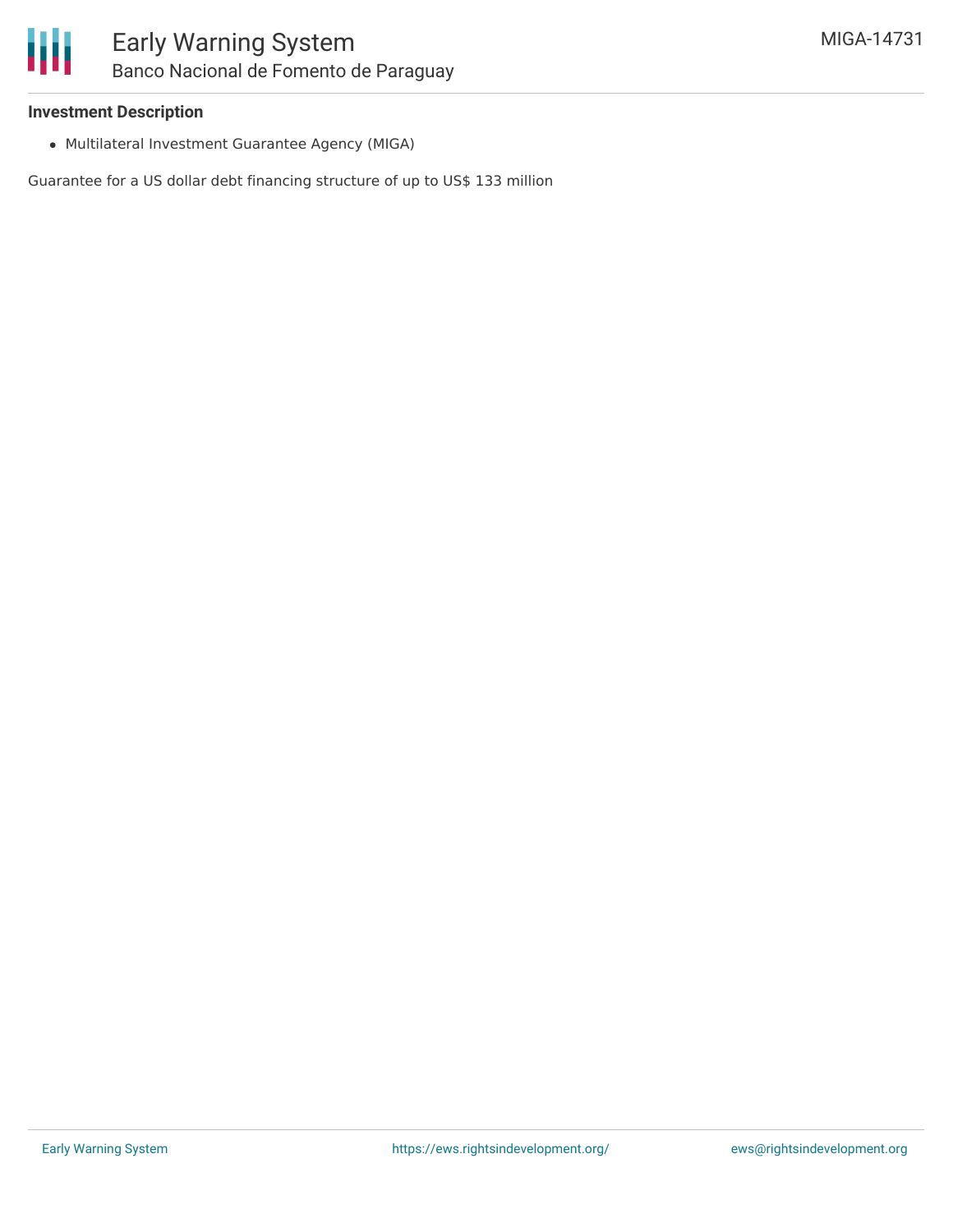### Investment Description

- Multilateral Investment Guarantee Agency (MIGA)

Guarantee for a US dollar debt financing structure of up to US$ 133 million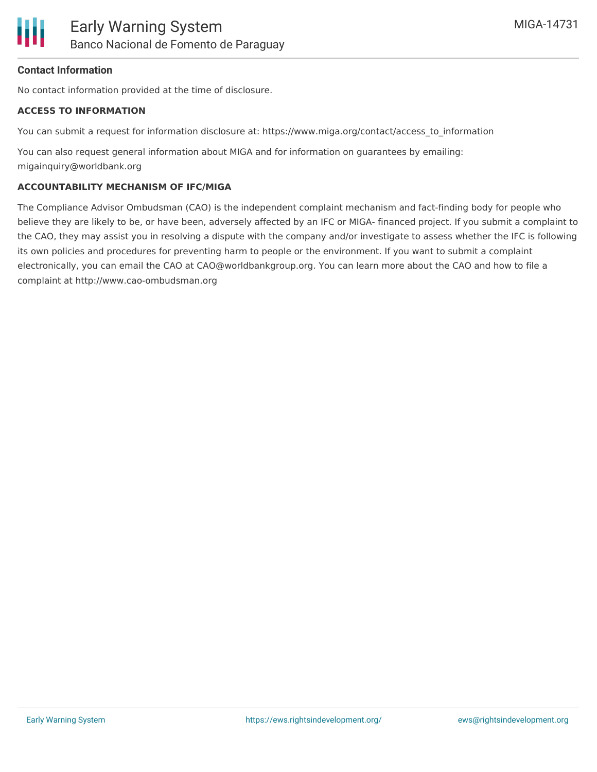### Contact Information

No contact information provided at the time of disclosure.

**ACCESS TO INFORMATION**

You can submit a request for information disclosure at: https://www.miga.org/contact/access_to_information

You can also request general information about MIGA and for information on guarantees by emailing: migainquiry@worldbank.org

**ACCOUNTABILITY MECHANISM OF IFC/MIGA**

The Compliance Advisor Ombudsman (CAO) is the independent complaint mechanism and fact-finding body for people who believe they are likely to be, or have been, adversely affected by an IFC or MIGA- financed project. If you submit a complaint to the CAO, they may assist you in resolving a dispute with the company and/or investigate to assess whether the IFC is following its own policies and procedures for preventing harm to people or the environment. If you want to submit a complaint electronically, you can email the CAO at CAO@worldbankgroup.org. You can learn more about the CAO and how to file a complaint at http://www.cao-ombudsman.org